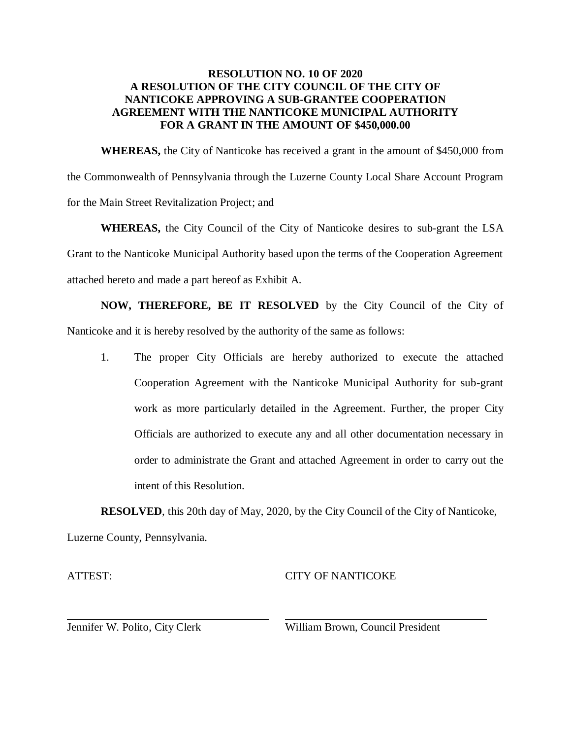**RESOLUTION NO. 10 OF 2020**
**A RESOLUTION OF THE CITY COUNCIL OF THE CITY OF NANTICOKE APPROVING A SUB-GRANTEE COOPERATION AGREEMENT WITH THE NANTICOKE MUNICIPAL AUTHORITY FOR A GRANT IN THE AMOUNT OF $450,000.00**

**WHEREAS,** the City of Nanticoke has received a grant in the amount of $450,000 from the Commonwealth of Pennsylvania through the Luzerne County Local Share Account Program for the Main Street Revitalization Project; and

**WHEREAS,** the City Council of the City of Nanticoke desires to sub-grant the LSA Grant to the Nanticoke Municipal Authority based upon the terms of the Cooperation Agreement attached hereto and made a part hereof as Exhibit A.

**NOW, THEREFORE, BE IT RESOLVED** by the City Council of the City of Nanticoke and it is hereby resolved by the authority of the same as follows:

1. The proper City Officials are hereby authorized to execute the attached Cooperation Agreement with the Nanticoke Municipal Authority for sub-grant work as more particularly detailed in the Agreement. Further, the proper City Officials are authorized to execute any and all other documentation necessary in order to administrate the Grant and attached Agreement in order to carry out the intent of this Resolution.

**RESOLVED**, this 20th day of May, 2020, by the City Council of the City of Nanticoke, Luzerne County, Pennsylvania.

ATTEST: CITY OF NANTICOKE

\_\_\_\_\_\_\_\_\_\_\_\_\_\_\_\_\_\_\_\_\_\_\_\_\_\_\_\_\_\_ \_\_\_\_\_\_\_\_\_\_\_\_\_\_\_\_\_\_\_\_\_\_\_\_\_\_\_\_\_\_

Jennifer W. Polito, City Clerk William Brown, Council President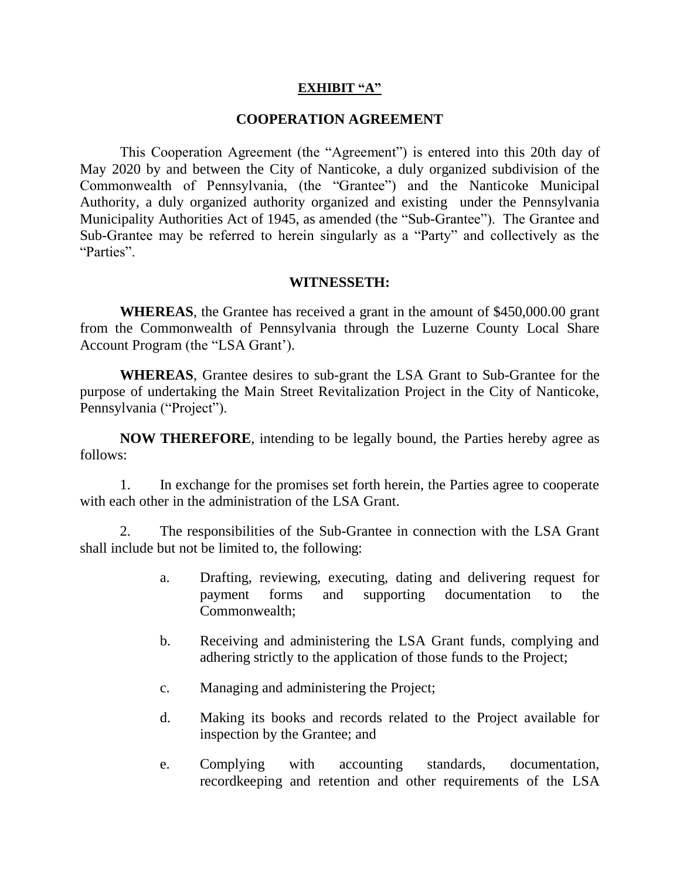**EXHIBIT "A"**

**COOPERATION AGREEMENT**

This Cooperation Agreement (the "Agreement") is entered into this 20th day of May 2020 by and between the City of Nanticoke, a duly organized subdivision of the Commonwealth of Pennsylvania, (the "Grantee") and the Nanticoke Municipal Authority, a duly organized authority organized and existing under the Pennsylvania Municipality Authorities Act of 1945, as amended (the "Sub-Grantee"). The Grantee and Sub-Grantee may be referred to herein singularly as a "Party" and collectively as the "Parties".

**WITNESSETH:**

**WHEREAS**, the Grantee has received a grant in the amount of $450,000.00 grant from the Commonwealth of Pennsylvania through the Luzerne County Local Share Account Program (the "LSA Grant').

**WHEREAS**, Grantee desires to sub-grant the LSA Grant to Sub-Grantee for the purpose of undertaking the Main Street Revitalization Project in the City of Nanticoke, Pennsylvania ("Project").

**NOW THEREFORE**, intending to be legally bound, the Parties hereby agree as follows:

1. In exchange for the promises set forth herein, the Parties agree to cooperate with each other in the administration of the LSA Grant.

2. The responsibilities of the Sub-Grantee in connection with the LSA Grant shall include but not be limited to, the following:

   a. Drafting, reviewing, executing, dating and delivering request for payment forms and supporting documentation to the Commonwealth;

   b. Receiving and administering the LSA Grant funds, complying and adhering strictly to the application of those funds to the Project;

   c. Managing and administering the Project;

   d. Making its books and records related to the Project available for inspection by the Grantee; and

   e. Complying with accounting standards, documentation, recordkeeping and retention and other requirements of the LSA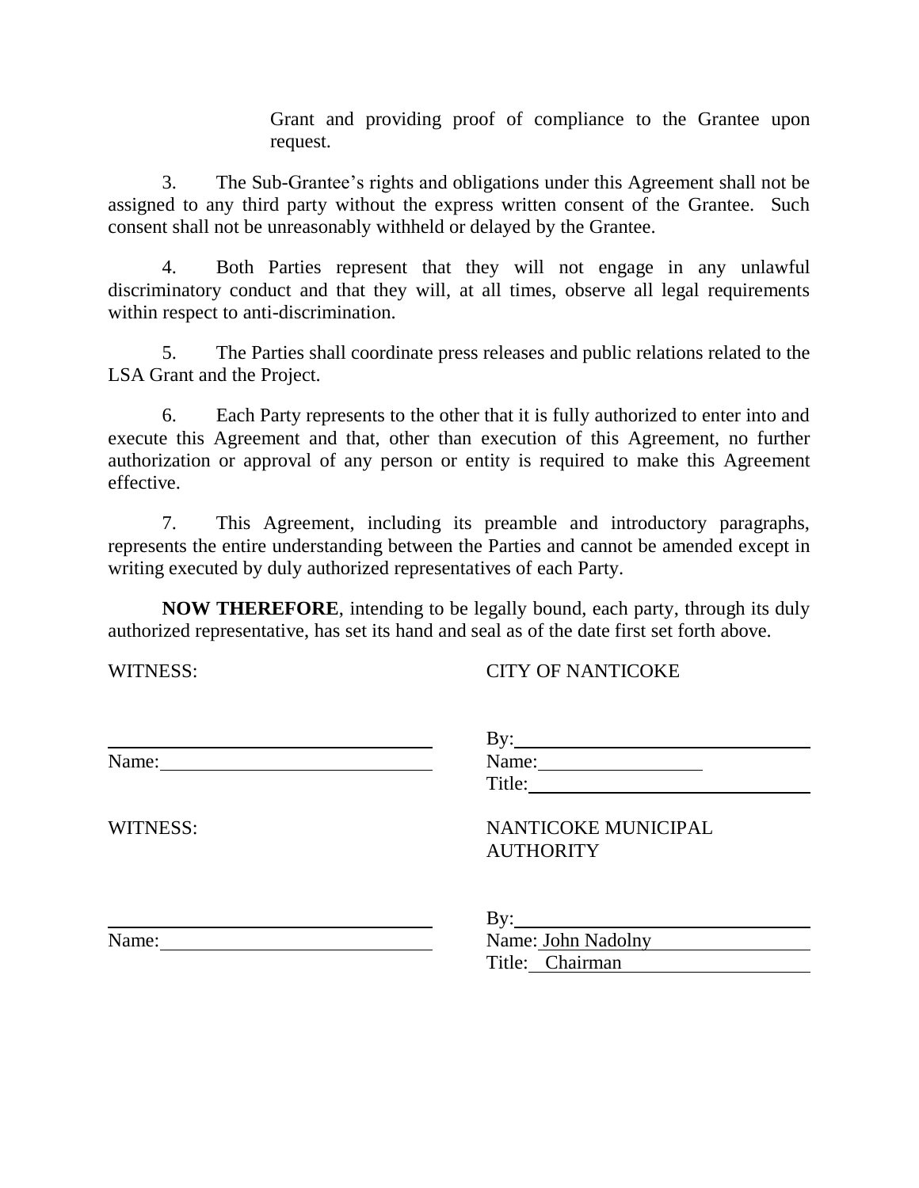Grant and providing proof of compliance to the Grantee upon request.

3. The Sub-Grantee's rights and obligations under this Agreement shall not be assigned to any third party without the express written consent of the Grantee. Such consent shall not be unreasonably withheld or delayed by the Grantee.

4. Both Parties represent that they will not engage in any unlawful discriminatory conduct and that they will, at all times, observe all legal requirements within respect to anti-discrimination.

5. The Parties shall coordinate press releases and public relations related to the LSA Grant and the Project.

6. Each Party represents to the other that it is fully authorized to enter into and execute this Agreement and that, other than execution of this Agreement, no further authorization or approval of any person or entity is required to make this Agreement effective.

7. This Agreement, including its preamble and introductory paragraphs, represents the entire understanding between the Parties and cannot be amended except in writing executed by duly authorized representatives of each Party.

**NOW THEREFORE**, intending to be legally bound, each party, through its duly authorized representative, has set its hand and seal as of the date first set forth above.

WITNESS: CITY OF NANTICOKE

______________________________ By: ______________________________

Name: ________________________ Name: ____________________

Title: ______________________________

WITNESS: NANTICOKE MUNICIPAL AUTHORITY

______________________________ By: ______________________________

Name: ________________________ Name: John Nadolny

Title: Chairman